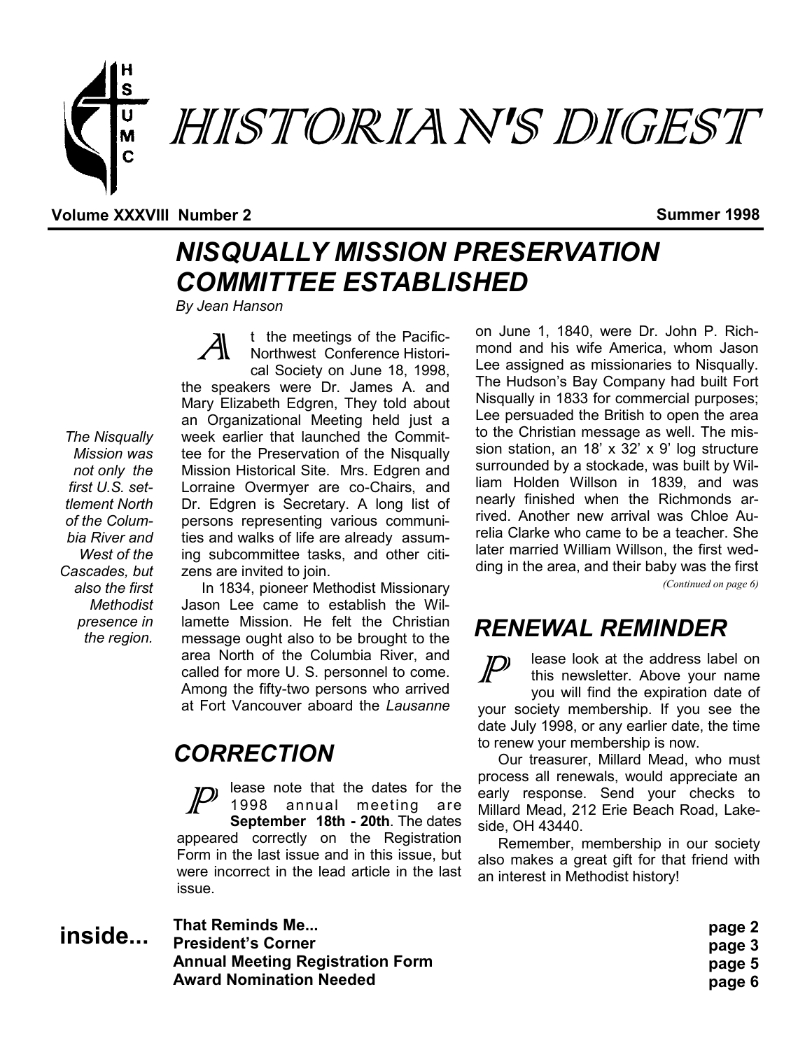# HISTORIAN'S DIGEST

**Volume XXXVIII Number 2** **Summer 1998**

## NISQUALLY MISSION PRESERVATION COMMITTEE ESTABLISHED

*By Jean Hanson*

*The Nisqually Mission was not only the first U.S. settlement North of the Columbia River and West of the Cascades, but also the first Methodist presence in the region.*

At the meetings of the Pacific-Northwest Conference Historical Society on June 18, 1998, the speakers were Dr. James A. and Mary Elizabeth Edgren, They told about an Organizational Meeting held just a week earlier that launched the Committee for the Preservation of the Nisqually Mission Historical Site. Mrs. Edgren and Lorraine Overmyer are co-Chairs, and Dr. Edgren is Secretary. A long list of persons representing various communities and walks of life are already assuming subcommittee tasks, and other citizens are invited to join.

In 1834, pioneer Methodist Missionary Jason Lee came to establish the Willamette Mission. He felt the Christian message ought also to be brought to the area North of the Columbia River, and called for more U. S. personnel to come. Among the fifty-two persons who arrived at Fort Vancouver aboard the *Lausanne* on June 1, 1840, were Dr. John P. Richmond and his wife America, whom Jason Lee assigned as missionaries to Nisqually. The Hudson's Bay Company had built Fort Nisqually in 1833 for commercial purposes; Lee persuaded the British to open the area to the Christian message as well. The mission station, an 18' x 32' x 9' log structure surrounded by a stockade, was built by William Holden Willson in 1839, and was nearly finished when the Richmonds arrived. Another new arrival was Chloe Aurelia Clarke who came to be a teacher. She later married William Willson, the first wedding in the area, and their baby was the first

*(Continued on page 6)*

## CORRECTION

Please note that the dates for the 1998 annual meeting are **September 18th - 20th**. The dates appeared correctly on the Registration Form in the last issue and in this issue, but were incorrect in the lead article in the last issue.

## RENEWAL REMINDER

Please look at the address label on this newsletter. Above your name you will find the expiration date of your society membership. If you see the date July 1998, or any earlier date, the time to renew your membership is now.

Our treasurer, Millard Mead, who must process all renewals, would appreciate an early response. Send your checks to Millard Mead, 212 Erie Beach Road, Lakeside, OH 43440.

Remember, membership in our society also makes a great gift for that friend with an interest in Methodist history!

**inside...**

| | |
|---|---|
| **That Reminds Me...** | **page 2** |
| **President's Corner** | **page 3** |
| **Annual Meeting Registration Form** | **page 5** |
| **Award Nomination Needed** | **page 6** |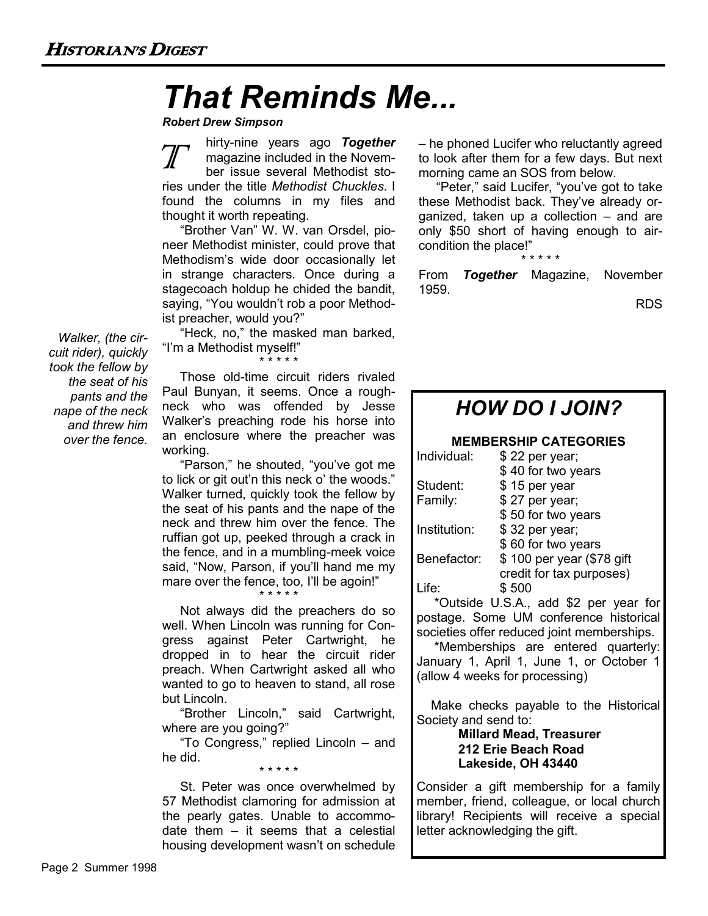# That Reminds Me...

***Robert Drew Simpson***

Thirty-nine years ago ***Together*** magazine included in the November issue several Methodist stories under the title *Methodist Chuckles*. I found the columns in my files and thought it worth repeating.

"Brother Van" W. W. van Orsdel, pioneer Methodist minister, could prove that Methodism's wide door occasionally let in strange characters. Once during a stagecoach holdup he chided the bandit, saying, "You wouldn't rob a poor Methodist preacher, would you?"

"Heck, no," the masked man barked, "I'm a Methodist myself!"

\* \* \* \* \*

*Walker, (the circuit rider), quickly took the fellow by the seat of his pants and the nape of the neck and threw him over the fence.*

Those old-time circuit riders rivaled Paul Bunyan, it seems. Once a roughneck who was offended by Jesse Walker's preaching rode his horse into an enclosure where the preacher was working.

"Parson," he shouted, "you've got me to lick or git out'n this neck o' the woods." Walker turned, quickly took the fellow by the seat of his pants and the nape of the neck and threw him over the fence. The ruffian got up, peeked through a crack in the fence, and in a mumbling-meek voice said, "Now, Parson, if you'll hand me my mare over the fence, too, I'll be agoin!"

\* \* \* \* \*

Not always did the preachers do so well. When Lincoln was running for Congress against Peter Cartwright, he dropped in to hear the circuit rider preach. When Cartwright asked all who wanted to go to heaven to stand, all rose but Lincoln.

"Brother Lincoln," said Cartwright, where are you going?"

"To Congress," replied Lincoln – and he did.

\* \* \* \* \*

St. Peter was once overwhelmed by 57 Methodist clamoring for admission at the pearly gates. Unable to accommodate them – it seems that a celestial housing development wasn't on schedule – he phoned Lucifer who reluctantly agreed to look after them for a few days. But next morning came an SOS from below.

"Peter," said Lucifer, "you've got to take these Methodist back. They've already organized, taken up a collection – and are only $50 short of having enough to air-condition the place!"

\* \* \* \* \*

From ***Together*** Magazine, November 1959.

RDS

## HOW DO I JOIN?

**MEMBERSHIP CATEGORIES**

| | |
|---|---|
| Individual: | $ 22 per year; $ 40 for two years |
| Student: | $ 15 per year |
| Family: | $ 27 per year; $ 50 for two years |
| Institution: | $ 32 per year; $ 60 for two years |
| Benefactor: | $ 100 per year ($78 gift credit for tax purposes) |
| Life: | $ 500 |

*Outside U.S.A., add $2 per year for postage. Some UM conference historical societies offer reduced joint memberships.

*Memberships are entered quarterly: January 1, April 1, June 1, or October 1 (allow 4 weeks for processing)

Make checks payable to the Historical Society and send to:

**Millard Mead, Treasurer**
**212 Erie Beach Road**
**Lakeside, OH 43440**

Consider a gift membership for a family member, friend, colleague, or local church library! Recipients will receive a special letter acknowledging the gift.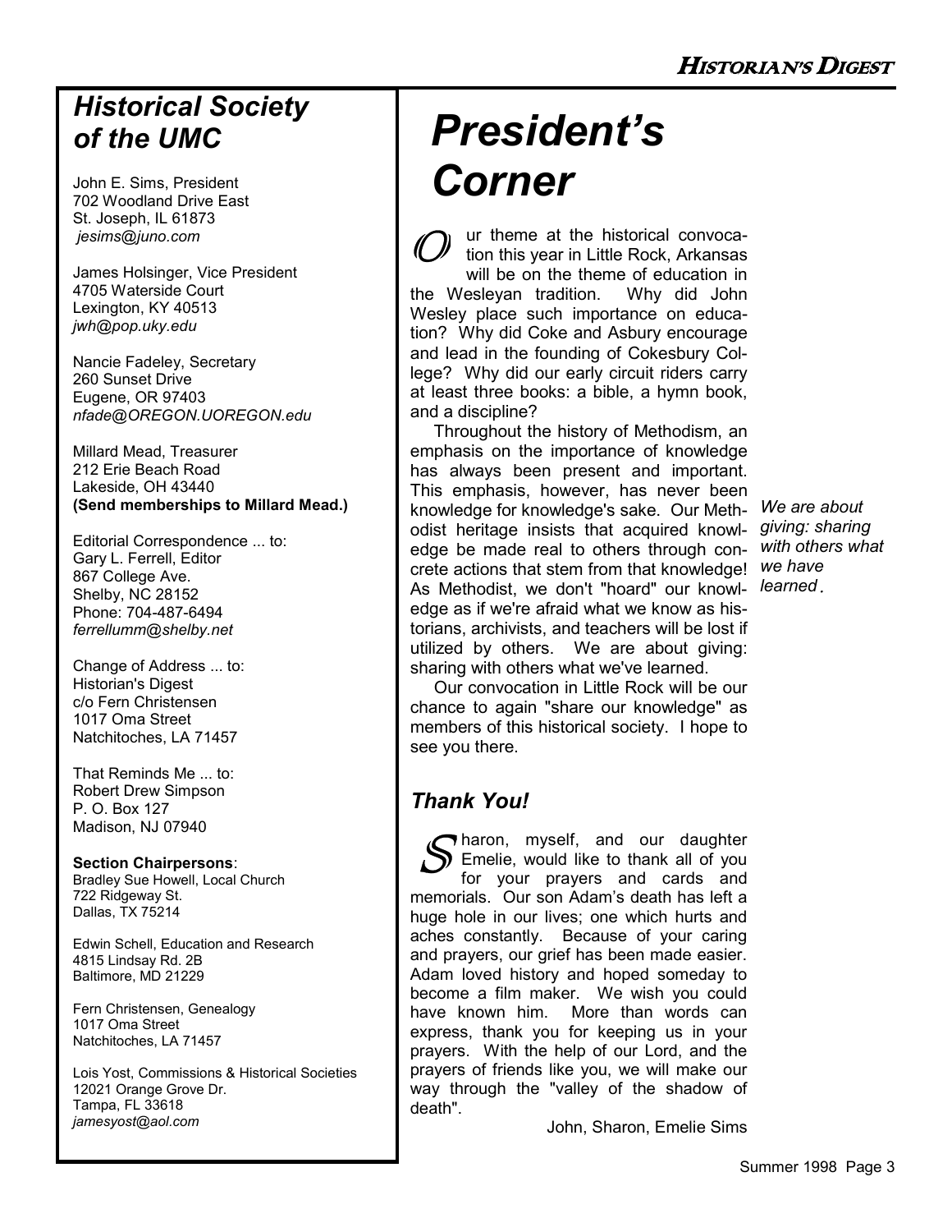## Historical Society of the UMC

John E. Sims, President
702 Woodland Drive East
St. Joseph, IL 61873
*jesims@juno.com*

James Holsinger, Vice President
4705 Waterside Court
Lexington, KY 40513
*jwh@pop.uky.edu*

Nancie Fadeley, Secretary
260 Sunset Drive
Eugene, OR 97403
*nfade@OREGON.UOREGON.edu*

Millard Mead, Treasurer
212 Erie Beach Road
Lakeside, OH 43440
**(Send memberships to Millard Mead.)**

Editorial Correspondence ... to:
Gary L. Ferrell, Editor
867 College Ave.
Shelby, NC 28152
Phone: 704-487-6494
*ferrellumm@shelby.net*

Change of Address ... to:
Historian's Digest
c/o Fern Christensen
1017 Oma Street
Natchitoches, LA 71457

That Reminds Me ... to:
Robert Drew Simpson
P. O. Box 127
Madison, NJ 07940

**Section Chairpersons**:
Bradley Sue Howell, Local Church
722 Ridgeway St.
Dallas, TX 75214

Edwin Schell, Education and Research
4815 Lindsay Rd. 2B
Baltimore, MD 21229

Fern Christensen, Genealogy
1017 Oma Street
Natchitoches, LA 71457

Lois Yost, Commissions & Historical Societies
12021 Orange Grove Dr.
Tampa, FL 33618
*jamesyost@aol.com*

# President's Corner

Our theme at the historical convocation this year in Little Rock, Arkansas will be on the theme of education in the Wesleyan tradition. Why did John Wesley place such importance on education? Why did Coke and Asbury encourage and lead in the founding of Cokesbury College? Why did our early circuit riders carry at least three books: a bible, a hymn book, and a discipline?

Throughout the history of Methodism, an emphasis on the importance of knowledge has always been present and important. This emphasis, however, has never been knowledge for knowledge's sake. Our Methodist heritage insists that acquired knowledge be made real to others through concrete actions that stem from that knowledge! As Methodist, we don't "hoard" our knowledge as if we're afraid what we know as historians, archivists, and teachers will be lost if utilized by others. We are about giving: sharing with others what we've learned.

*We are about giving: sharing with others what we have learned.*

Our convocation in Little Rock will be our chance to again "share our knowledge" as members of this historical society. I hope to see you there.

## Thank You!

Sharon, myself, and our daughter Emelie, would like to thank all of you for your prayers and cards and memorials. Our son Adam's death has left a huge hole in our lives; one which hurts and aches constantly. Because of your caring and prayers, our grief has been made easier. Adam loved history and hoped someday to become a film maker. We wish you could have known him. More than words can express, thank you for keeping us in your prayers. With the help of our Lord, and the prayers of friends like you, we will make our way through the "valley of the shadow of death".

John, Sharon, Emelie Sims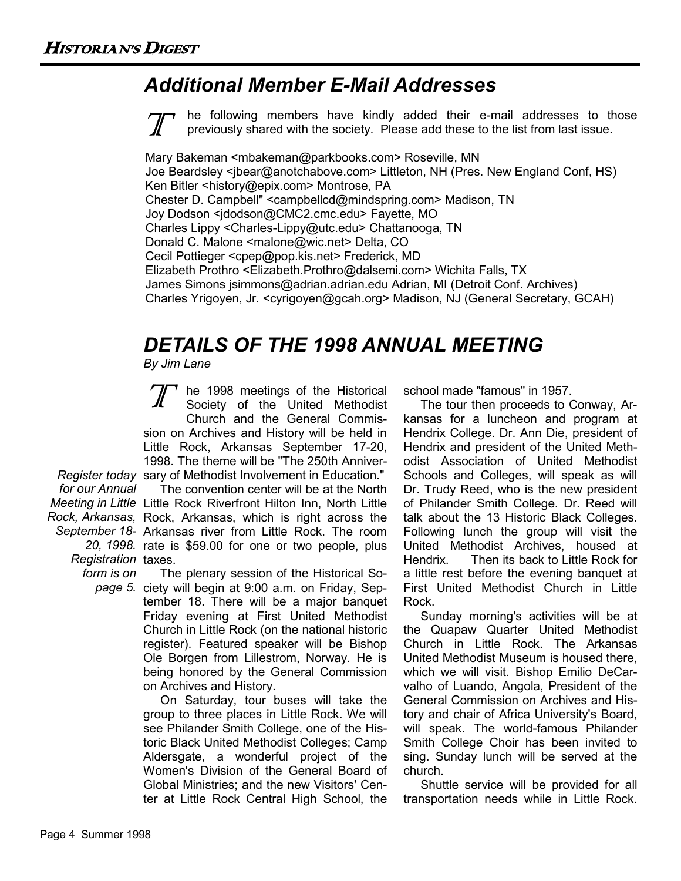## Additional Member E-Mail Addresses

The following members have kindly added their e-mail addresses to those previously shared with the society. Please add these to the list from last issue.

Mary Bakeman <mbakeman@parkbooks.com> Roseville, MN
Joe Beardsley <jbear@anotchabove.com> Littleton, NH (Pres. New England Conf, HS)
Ken Bitler <history@epix.com> Montrose, PA
Chester D. Campbell" <campbellcd@mindspring.com> Madison, TN
Joy Dodson <jdodson@CMC2.cmc.edu> Fayette, MO
Charles Lippy <Charles-Lippy@utc.edu> Chattanooga, TN
Donald C. Malone <malone@wic.net> Delta, CO
Cecil Pottieger <cpep@pop.kis.net> Frederick, MD
Elizabeth Prothro <Elizabeth.Prothro@dalsemi.com> Wichita Falls, TX
James Simons jsimmons@adrian.adrian.edu Adrian, MI (Detroit Conf. Archives)
Charles Yrigoyen, Jr. <cyrigoyen@gcah.org> Madison, NJ (General Secretary, GCAH)

## DETAILS OF THE 1998 ANNUAL MEETING

*By Jim Lane*

*Register today for our Annual Meeting in Little Rock, Arkansas, September 18-20, 1998. Registration form is on page 5.*

The 1998 meetings of the Historical Society of the United Methodist Church and the General Commission on Archives and History will be held in Little Rock, Arkansas September 17-20, 1998. The theme will be "The 250th Anniversary of Methodist Involvement in Education."

The convention center will be at the North Little Rock Riverfront Hilton Inn, North Little Rock, Arkansas, which is right across the Arkansas river from Little Rock. The room rate is $59.00 for one or two people, plus taxes.

The plenary session of the Historical Society will begin at 9:00 a.m. on Friday, September 18. There will be a major banquet Friday evening at First United Methodist Church in Little Rock (on the national historic register). Featured speaker will be Bishop Ole Borgen from Lillestrom, Norway. He is being honored by the General Commission on Archives and History.

On Saturday, tour buses will take the group to three places in Little Rock. We will see Philander Smith College, one of the Historic Black United Methodist Colleges; Camp Aldersgate, a wonderful project of the Women's Division of the General Board of Global Ministries; and the new Visitors' Center at Little Rock Central High School, the school made "famous" in 1957.

The tour then proceeds to Conway, Arkansas for a luncheon and program at Hendrix College. Dr. Ann Die, president of Hendrix and president of the United Methodist Association of United Methodist Schools and Colleges, will speak as will Dr. Trudy Reed, who is the new president of Philander Smith College. Dr. Reed will talk about the 13 Historic Black Colleges. Following lunch the group will visit the United Methodist Archives, housed at Hendrix. Then its back to Little Rock for a little rest before the evening banquet at First United Methodist Church in Little Rock.

Sunday morning's activities will be at the Quapaw Quarter United Methodist Church in Little Rock. The Arkansas United Methodist Museum is housed there, which we will visit. Bishop Emilio DeCarvalho of Luando, Angola, President of the General Commission on Archives and History and chair of Africa University's Board, will speak. The world-famous Philander Smith College Choir has been invited to sing. Sunday lunch will be served at the church.

Shuttle service will be provided for all transportation needs while in Little Rock.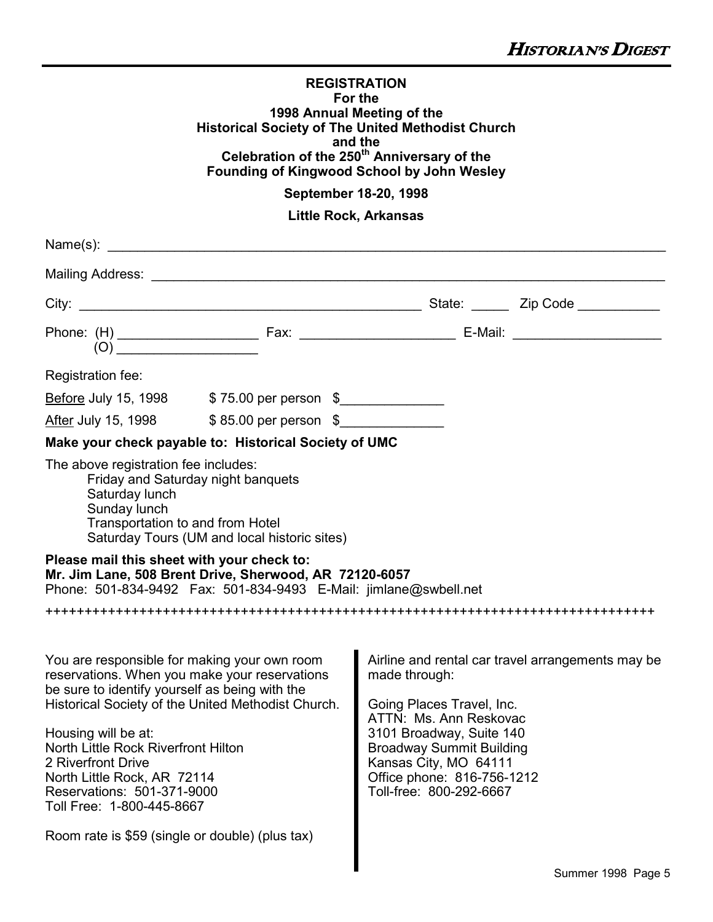**REGISTRATION**
**For the**
**1998 Annual Meeting of the**
**Historical Society of The United Methodist Church**
**and the**
**Celebration of the 250th Anniversary of the**
**Founding of Kingwood School by John Wesley**

**September 18-20, 1998**

**Little Rock, Arkansas**

Name(s): ______________________________________________________________________________

Mailing Address: _________________________________________________________________________

City: _______________________________________________ State: _____ Zip Code ___________

Phone: (H) __________________ Fax: ____________________ E-Mail: ___________________
(O) __________________

Registration fee:

Before July 15, 1998 $ 75.00 per person $_____________

After July 15, 1998 $ 85.00 per person $_____________

**Make your check payable to: Historical Society of UMC**

The above registration fee includes:
- Friday and Saturday night banquets
- Saturday lunch
- Sunday lunch
- Transportation to and from Hotel
- Saturday Tours (UM and local historic sites)

**Please mail this sheet with your check to:**
**Mr. Jim Lane, 508 Brent Drive, Sherwood, AR 72120-6057**
Phone: 501-834-9492 Fax: 501-834-9493 E-Mail: jimlane@swbell.net

++++++++++++++++++++++++++++++++++++++++++++++++++++++++++++++++++++++++++++++++

You are responsible for making your own room reservations. When you make your reservations be sure to identify yourself as being with the Historical Society of the United Methodist Church.

Housing will be at:
North Little Rock Riverfront Hilton
2 Riverfront Drive
North Little Rock, AR 72114
Reservations: 501-371-9000
Toll Free: 1-800-445-8667

Room rate is $59 (single or double) (plus tax)

Airline and rental car travel arrangements may be made through:

Going Places Travel, Inc.
ATTN: Ms. Ann Reskovac
3101 Broadway, Suite 140
Broadway Summit Building
Kansas City, MO 64111
Office phone: 816-756-1212
Toll-free: 800-292-6667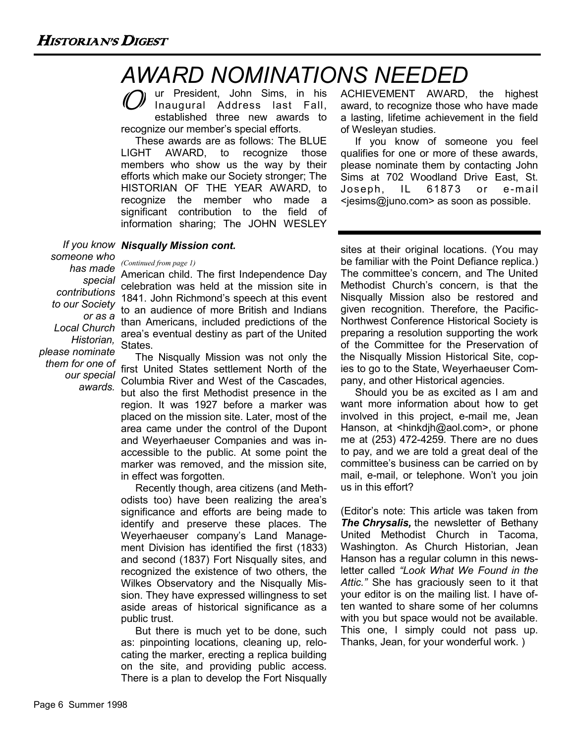# AWARD NOMINATIONS NEEDED

Our President, John Sims, in his Inaugural Address last Fall, established three new awards to recognize our member's special efforts.

These awards are as follows: The BLUE LIGHT AWARD, to recognize those members who show us the way by their efforts which make our Society stronger; The HISTORIAN OF THE YEAR AWARD, to recognize the member who made a significant contribution to the field of information sharing; The JOHN WESLEY ACHIEVEMENT AWARD, the highest award, to recognize those who have made a lasting, lifetime achievement in the field of Wesleyan studies.

If you know of someone you feel qualifies for one or more of these awards, please nominate them by contacting John Sims at 702 Woodland Drive East, St. Joseph, IL 61873 or e-mail <jesims@juno.com> as soon as possible.

*If you know someone who has made special contributions to our Society or as a Local Church Historian, please nominate them for one of our special awards.*

### *Nisqually Mission cont.*

*(Continued from page 1)*

American child. The first Independence Day celebration was held at the mission site in 1841. John Richmond's speech at this event to an audience of more British and Indians than Americans, included predictions of the area's eventual destiny as part of the United States.

The Nisqually Mission was not only the first United States settlement North of the Columbia River and West of the Cascades, but also the first Methodist presence in the region. It was 1927 before a marker was placed on the mission site. Later, most of the area came under the control of the Dupont and Weyerhaeuser Companies and was inaccessible to the public. At some point the marker was removed, and the mission site, in effect was forgotten.

Recently though, area citizens (and Methodists too) have been realizing the area's significance and efforts are being made to identify and preserve these places. The Weyerhaeuser company's Land Management Division has identified the first (1833) and second (1837) Fort Nisqually sites, and recognized the existence of two others, the Wilkes Observatory and the Nisqually Mission. They have expressed willingness to set aside areas of historical significance as a public trust.

But there is much yet to be done, such as: pinpointing locations, cleaning up, relocating the marker, erecting a replica building on the site, and providing public access. There is a plan to develop the Fort Nisqually sites at their original locations. (You may be familiar with the Point Defiance replica.) The committee's concern, and The United Methodist Church's concern, is that the Nisqually Mission also be restored and given recognition. Therefore, the Pacific-Northwest Conference Historical Society is preparing a resolution supporting the work of the Committee for the Preservation of the Nisqually Mission Historical Site, copies to go to the State, Weyerhaeuser Company, and other Historical agencies.

Should you be as excited as I am and want more information about how to get involved in this project, e-mail me, Jean Hanson, at <hinkdjh@aol.com>, or phone me at (253) 472-4259. There are no dues to pay, and we are told a great deal of the committee's business can be carried on by mail, e-mail, or telephone. Won't you join us in this effort?

(Editor's note: This article was taken from ***The Chrysalis,*** the newsletter of Bethany United Methodist Church in Tacoma, Washington. As Church Historian, Jean Hanson has a regular column in this newsletter called *"Look What We Found in the Attic."* She has graciously seen to it that your editor is on the mailing list. I have often wanted to share some of her columns with you but space would not be available. This one, I simply could not pass up. Thanks, Jean, for your wonderful work. )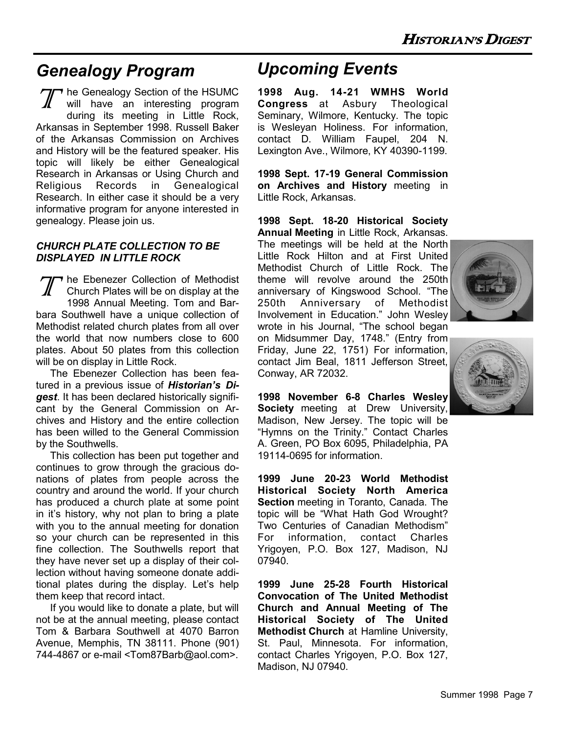## Genealogy Program

The Genealogy Section of the HSUMC will have an interesting program during its meeting in Little Rock, Arkansas in September 1998. Russell Baker of the Arkansas Commission on Archives and History will be the featured speaker. His topic will likely be either Genealogical Research in Arkansas or Using Church and Religious Records in Genealogical Research. In either case it should be a very informative program for anyone interested in genealogy. Please join us.

### *CHURCH PLATE COLLECTION TO BE DISPLAYED IN LITTLE ROCK*

The Ebenezer Collection of Methodist Church Plates will be on display at the 1998 Annual Meeting. Tom and Barbara Southwell have a unique collection of Methodist related church plates from all over the world that now numbers close to 600 plates. About 50 plates from this collection will be on display in Little Rock.

The Ebenezer Collection has been featured in a previous issue of ***Historian's Digest***. It has been declared historically significant by the General Commission on Archives and History and the entire collection has been willed to the General Commission by the Southwells.

This collection has been put together and continues to grow through the gracious donations of plates from people across the country and around the world. If your church has produced a church plate at some point in it's history, why not plan to bring a plate with you to the annual meeting for donation so your church can be represented in this fine collection. The Southwells report that they have never set up a display of their collection without having someone donate additional plates during the display. Let's help them keep that record intact.

If you would like to donate a plate, but will not be at the annual meeting, please contact Tom & Barbara Southwell at 4070 Barron Avenue, Memphis, TN 38111. Phone (901) 744-4867 or e-mail <Tom87Barb@aol.com>.

## Upcoming Events

**1998 Aug. 14-21 WMHS World Congress** at Asbury Theological Seminary, Wilmore, Kentucky. The topic is Wesleyan Holiness. For information, contact D. William Faupel, 204 N. Lexington Ave., Wilmore, KY 40390-1199.

**1998 Sept. 17-19 General Commission on Archives and History** meeting in Little Rock, Arkansas.

**1998 Sept. 18-20 Historical Society Annual Meeting** in Little Rock, Arkansas. The meetings will be held at the North Little Rock Hilton and at First United Methodist Church of Little Rock. The theme will revolve around the 250th anniversary of Kingswood School. "The 250th Anniversary of Methodist Involvement in Education." John Wesley wrote in his Journal, "The school began on Midsummer Day, 1748." (Entry from Friday, June 22, 1751) For information, contact Jim Beal, 1811 Jefferson Street, Conway, AR 72032.

**1998 November 6-8 Charles Wesley Society** meeting at Drew University, Madison, New Jersey. The topic will be "Hymns on the Trinity." Contact Charles A. Green, PO Box 6095, Philadelphia, PA 19114-0695 for information.

**1999 June 20-23 World Methodist Historical Society North America Section** meeting in Toranto, Canada. The topic will be "What Hath God Wrought? Two Centuries of Canadian Methodism" For information, contact Charles Yrigoyen, P.O. Box 127, Madison, NJ 07940.

**1999 June 25-28 Fourth Historical Convocation of The United Methodist Church and Annual Meeting of The Historical Society of The United Methodist Church** at Hamline University, St. Paul, Minnesota. For information, contact Charles Yrigoyen, P.O. Box 127, Madison, NJ 07940.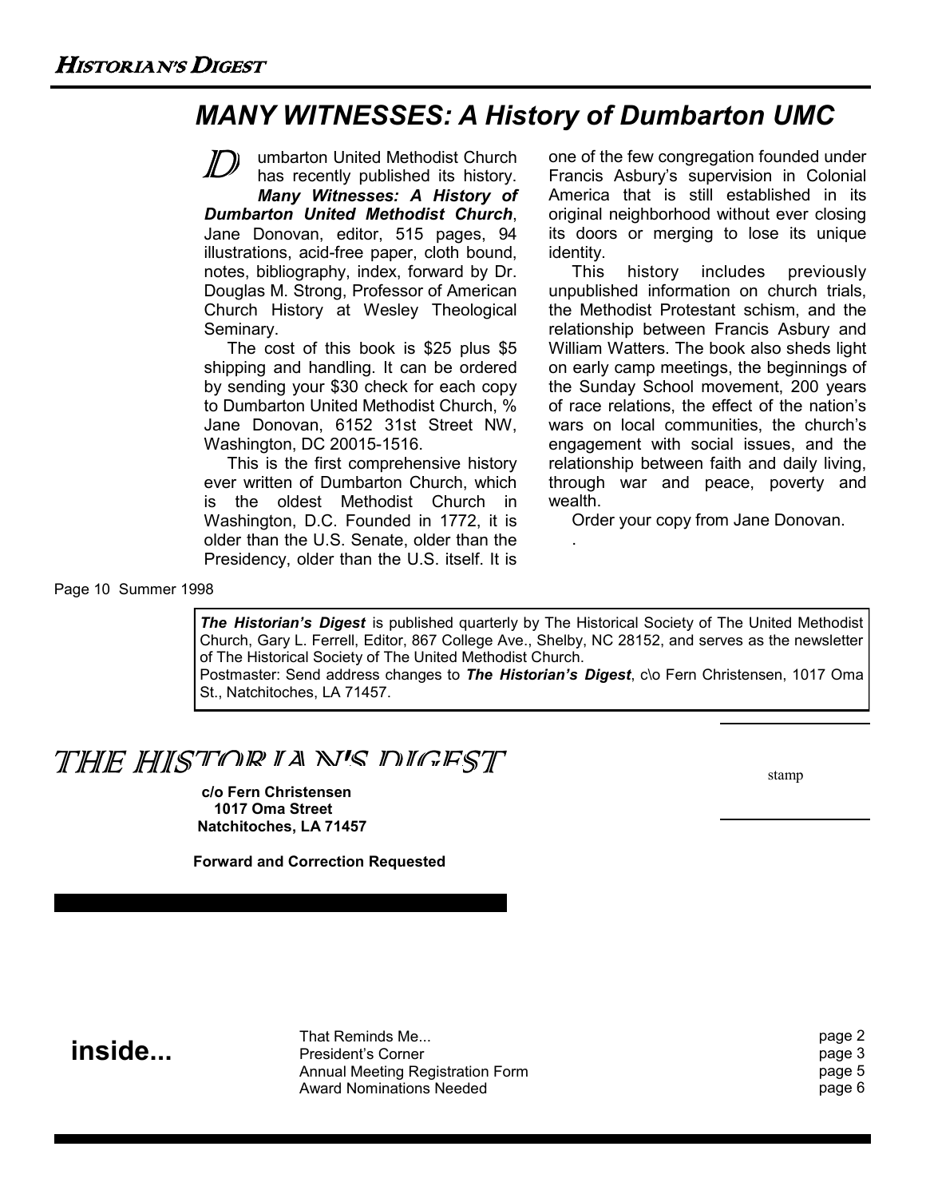# MANY WITNESSES: A History of Dumbarton UMC

Dumbarton United Methodist Church has recently published its history. ***Many Witnesses: A History of Dumbarton United Methodist Church***, Jane Donovan, editor, 515 pages, 94 illustrations, acid-free paper, cloth bound, notes, bibliography, index, forward by Dr. Douglas M. Strong, Professor of American Church History at Wesley Theological Seminary.

The cost of this book is $25 plus $5 shipping and handling. It can be ordered by sending your $30 check for each copy to Dumbarton United Methodist Church, % Jane Donovan, 6152 31st Street NW, Washington, DC 20015-1516.

This is the first comprehensive history ever written of Dumbarton Church, which is the oldest Methodist Church in Washington, D.C. Founded in 1772, it is older than the U.S. Senate, older than the Presidency, older than the U.S. itself. It is one of the few congregation founded under Francis Asbury's supervision in Colonial America that is still established in its original neighborhood without ever closing its doors or merging to lose its unique identity.

This history includes previously unpublished information on church trials, the Methodist Protestant schism, and the relationship between Francis Asbury and William Watters. The book also sheds light on early camp meetings, the beginnings of the Sunday School movement, 200 years of race relations, the effect of the nation's wars on local communities, the church's engagement with social issues, and the relationship between faith and daily living, through war and peace, poverty and wealth.

Order your copy from Jane Donovan.

.

Page 10 Summer 1998

***The Historian's Digest*** is published quarterly by The Historical Society of The United Methodist Church, Gary L. Ferrell, Editor, 867 College Ave., Shelby, NC 28152, and serves as the newsletter of The Historical Society of The United Methodist Church.
Postmaster: Send address changes to ***The Historian's Digest***, c\o Fern Christensen, 1017 Oma St., Natchitoches, LA 71457.

THE HISTORIAN'S DIGEST

**c/o Fern Christensen**
**1017 Oma Street**
**Natchitoches, LA 71457**

stamp

**Forward and Correction Requested**

**inside...**

| | |
|---|---|
| That Reminds Me... | page 2 |
| President's Corner | page 3 |
| Annual Meeting Registration Form | page 5 |
| Award Nominations Needed | page 6 |